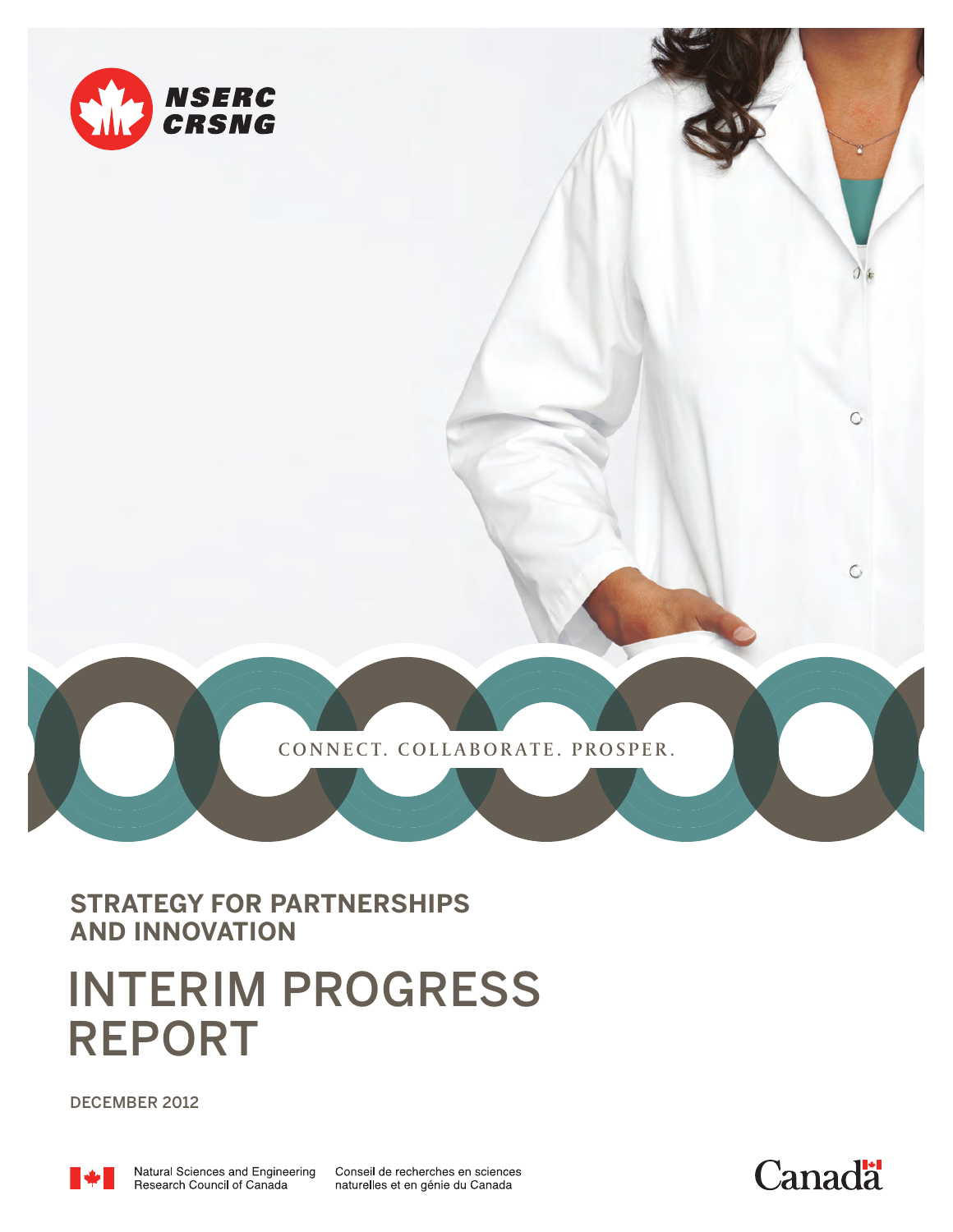NSERC
CRSNG

CONNECT. COLLABORATE. PROSPER.

## STRATEGY FOR PARTNERSHIPS AND INNOVATION

# INTERIM PROGRESS REPORT

DECEMBER 2012

Natural Sciences and Engineering Research Council of Canada

Conseil de recherches en sciences naturelles et en génie du Canada

Canada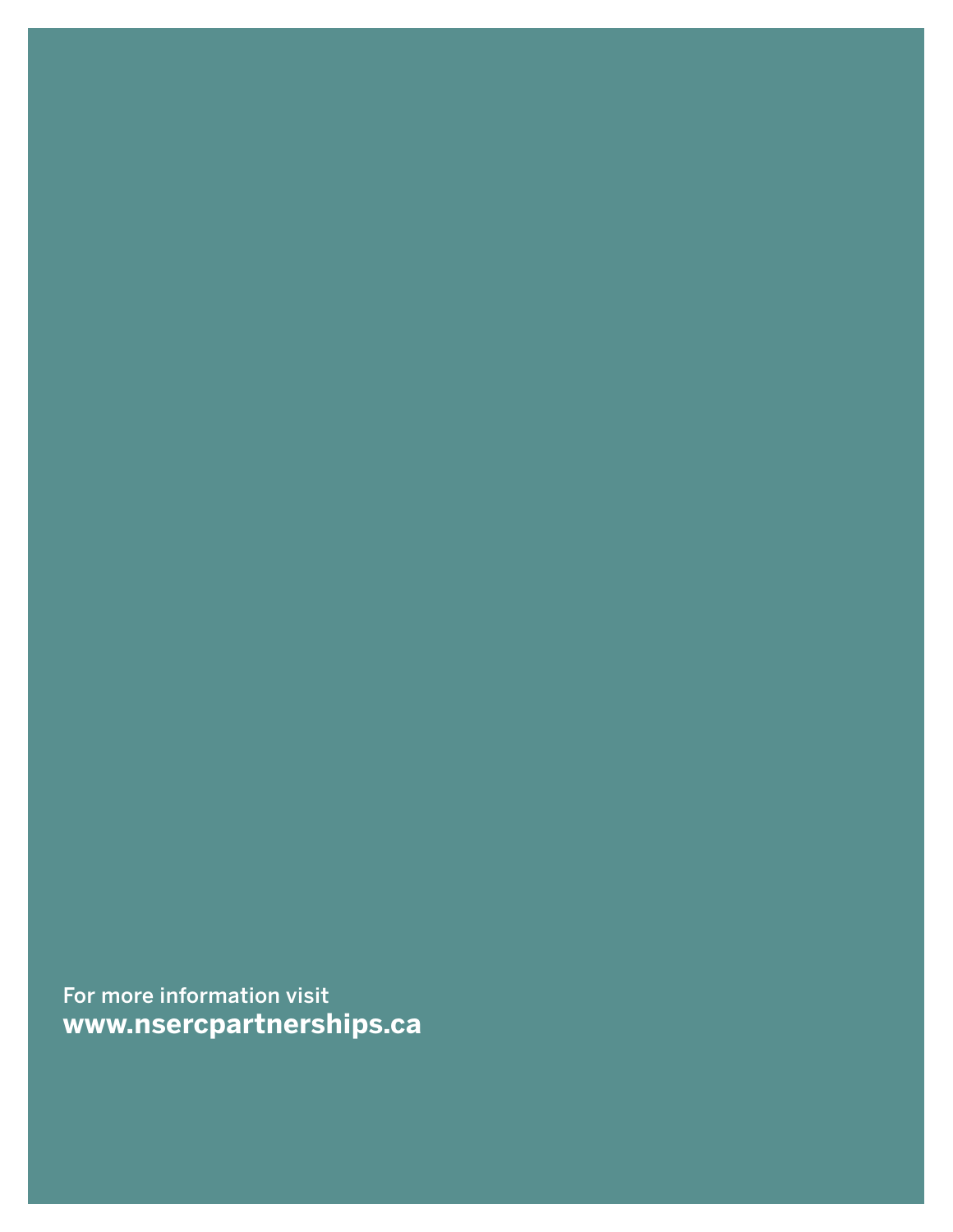For more information visit
**www.nsercpartnerships.ca**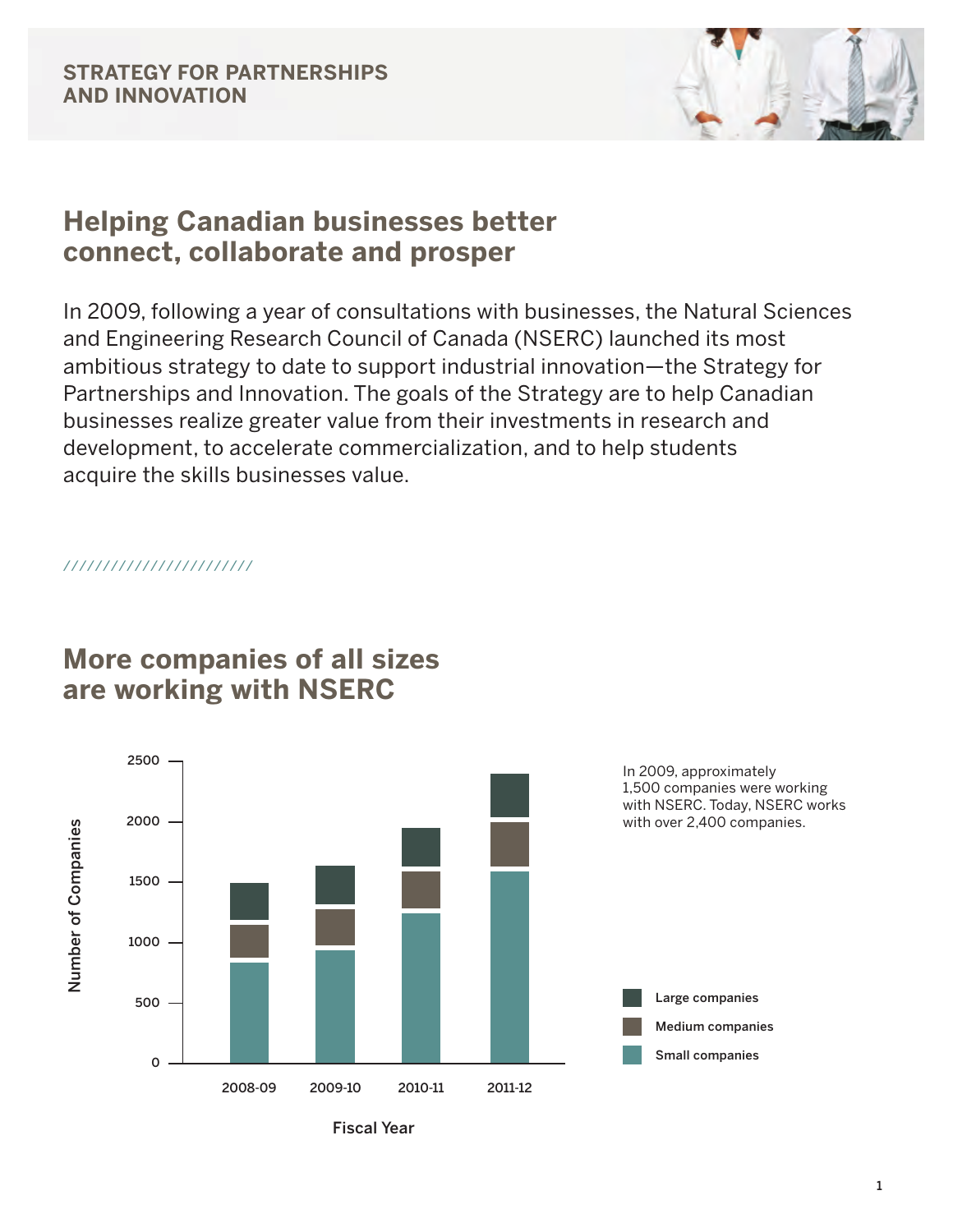STRATEGY FOR PARTNERSHIPS AND INNOVATION

## Helping Canadian businesses better connect, collaborate and prosper

In 2009, following a year of consultations with businesses, the Natural Sciences and Engineering Research Council of Canada (NSERC) launched its most ambitious strategy to date to support industrial innovation—the Strategy for Partnerships and Innovation. The goals of the Strategy are to help Canadian businesses realize greater value from their investments in research and development, to accelerate commercialization, and to help students acquire the skills businesses value.

## More companies of all sizes are working with NSERC

In 2009, approximately 1,500 companies were working with NSERC. Today, NSERC works with over 2,400 companies.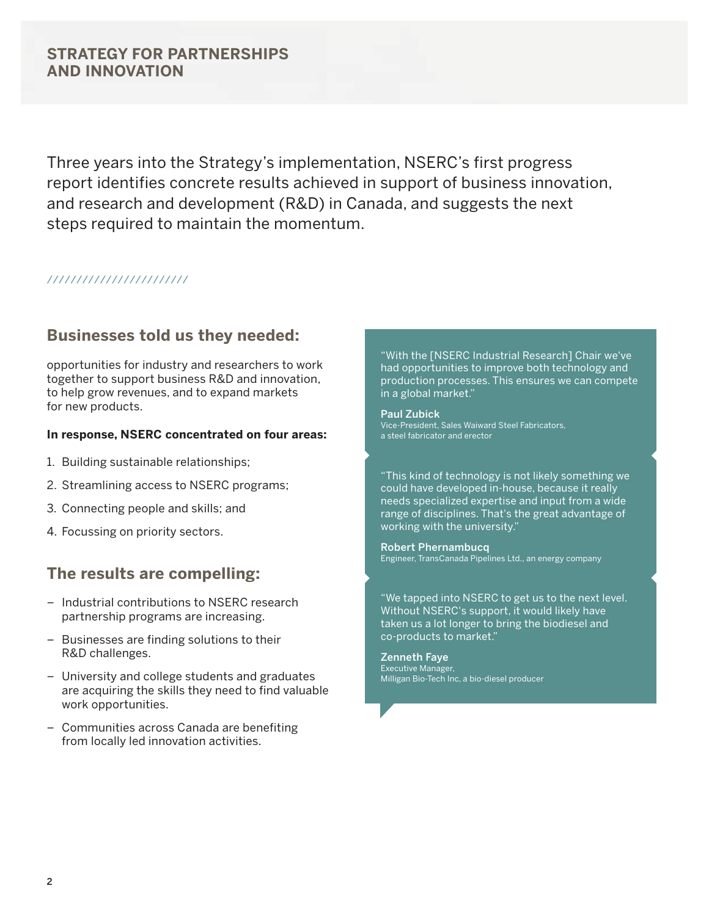## STRATEGY FOR PARTNERSHIPS AND INNOVATION

Three years into the Strategy's implementation, NSERC's first progress report identifies concrete results achieved in support of business innovation, and research and development (R&D) in Canada, and suggests the next steps required to maintain the momentum.

### Businesses told us they needed:

opportunities for industry and researchers to work together to support business R&D and innovation, to help grow revenues, and to expand markets for new products.

**In response, NSERC concentrated on four areas:**

1. Building sustainable relationships;
2. Streamlining access to NSERC programs;
3. Connecting people and skills; and
4. Focussing on priority sectors.

### The results are compelling:

- Industrial contributions to NSERC research partnership programs are increasing.
- Businesses are finding solutions to their R&D challenges.
- University and college students and graduates are acquiring the skills they need to find valuable work opportunities.
- Communities across Canada are benefiting from locally led innovation activities.

"With the [NSERC Industrial Research] Chair we've had opportunities to improve both technology and production processes. This ensures we can compete in a global market."

**Paul Zubick**
Vice-President, Sales Waiward Steel Fabricators, a steel fabricator and erector

"This kind of technology is not likely something we could have developed in-house, because it really needs specialized expertise and input from a wide range of disciplines. That's the great advantage of working with the university."

**Robert Phernambucq**
Engineer, TransCanada Pipelines Ltd., an energy company

"We tapped into NSERC to get us to the next level. Without NSERC's support, it would likely have taken us a lot longer to bring the biodiesel and co-products to market."

**Zenneth Faye**
Executive Manager,
Milligan Bio-Tech Inc, a bio-diesel producer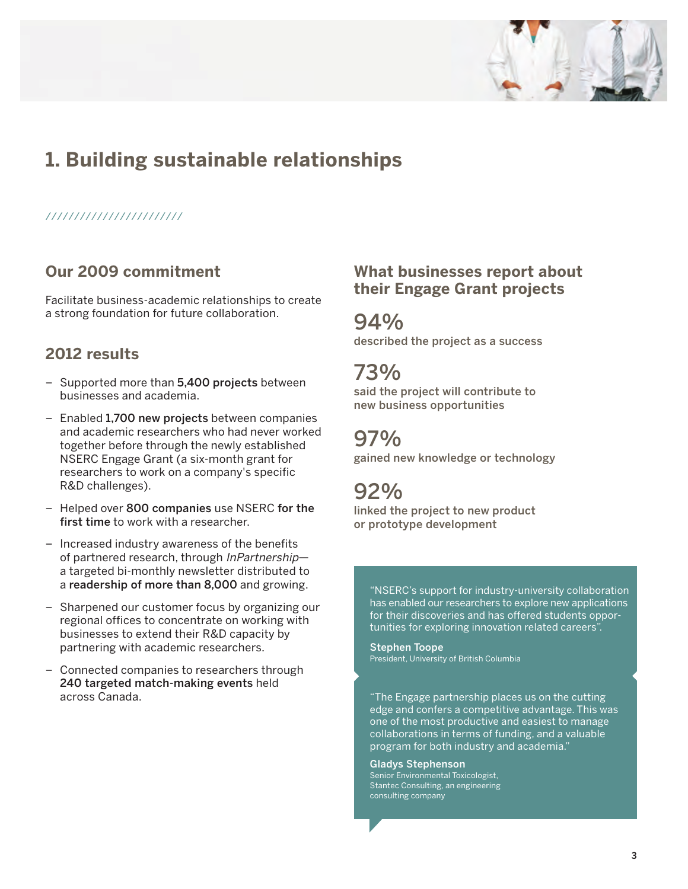# 1. Building sustainable relationships

## Our 2009 commitment

Facilitate business-academic relationships to create a strong foundation for future collaboration.

## 2012 results

- Supported more than **5,400 projects** between businesses and academia.
- Enabled **1,700 new projects** between companies and academic researchers who had never worked together before through the newly established NSERC Engage Grant (a six-month grant for researchers to work on a company's specific R&D challenges).
- Helped over **800 companies** use NSERC **for the first time** to work with a researcher.
- Increased industry awareness of the benefits of partnered research, through *InPartnership*—a targeted bi-monthly newsletter distributed to a **readership of more than 8,000** and growing.
- Sharpened our customer focus by organizing our regional offices to concentrate on working with businesses to extend their R&D capacity by partnering with academic researchers.
- Connected companies to researchers through **240 targeted match-making events** held across Canada.

## What businesses report about their Engage Grant projects

**94%**
described the project as a success

**73%**
said the project will contribute to new business opportunities

**97%**
gained new knowledge or technology

**92%**
linked the project to new product or prototype development

"NSERC's support for industry-university collaboration has enabled our researchers to explore new applications for their discoveries and has offered students opportunities for exploring innovation related careers".

**Stephen Toope**
President, University of British Columbia

"The Engage partnership places us on the cutting edge and confers a competitive advantage. This was one of the most productive and easiest to manage collaborations in terms of funding, and a valuable program for both industry and academia."

**Gladys Stephenson**
Senior Environmental Toxicologist, Stantec Consulting, an engineering consulting company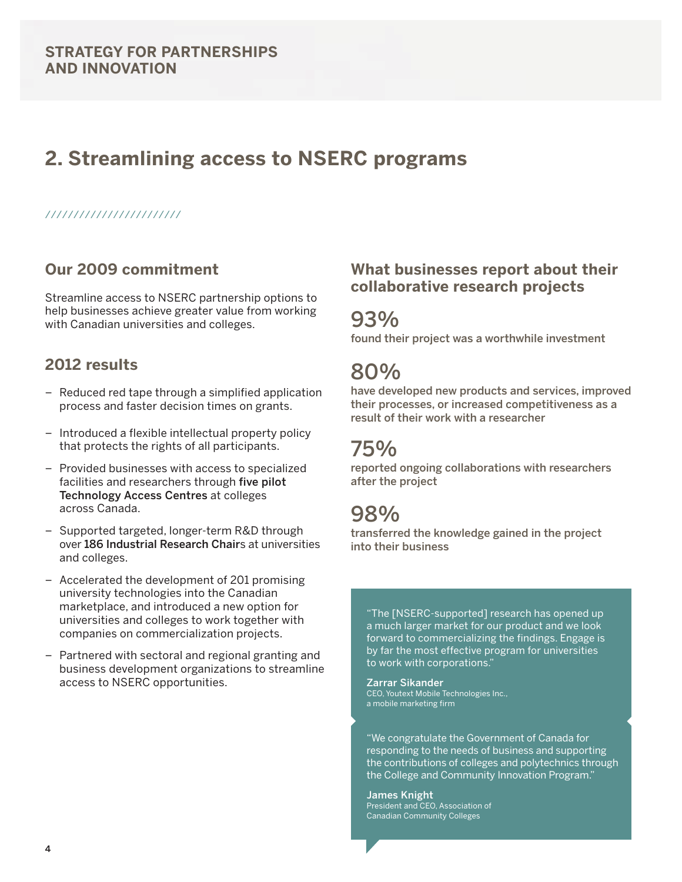STRATEGY FOR PARTNERSHIPS AND INNOVATION

# 2. Streamlining access to NSERC programs

## Our 2009 commitment

Streamline access to NSERC partnership options to help businesses achieve greater value from working with Canadian universities and colleges.

## 2012 results

- Reduced red tape through a simplified application process and faster decision times on grants.
- Introduced a flexible intellectual property policy that protects the rights of all participants.
- Provided businesses with access to specialized facilities and researchers through five pilot Technology Access Centres at colleges across Canada.
- Supported targeted, longer-term R&D through over 186 Industrial Research Chairs at universities and colleges.
- Accelerated the development of 201 promising university technologies into the Canadian marketplace, and introduced a new option for universities and colleges to work together with companies on commercialization projects.
- Partnered with sectoral and regional granting and business development organizations to streamline access to NSERC opportunities.

## What businesses report about their collaborative research projects

**93%**
found their project was a worthwhile investment

**80%**
have developed new products and services, improved their processes, or increased competitiveness as a result of their work with a researcher

**75%**
reported ongoing collaborations with researchers after the project

**98%**
transferred the knowledge gained in the project into their business

"The [NSERC-supported] research has opened up a much larger market for our product and we look forward to commercializing the findings. Engage is by far the most effective program for universities to work with corporations."

**Zarrar Sikander**
CEO, Youtext Mobile Technologies Inc., a mobile marketing firm

"We congratulate the Government of Canada for responding to the needs of business and supporting the contributions of colleges and polytechnics through the College and Community Innovation Program."

**James Knight**
President and CEO, Association of Canadian Community Colleges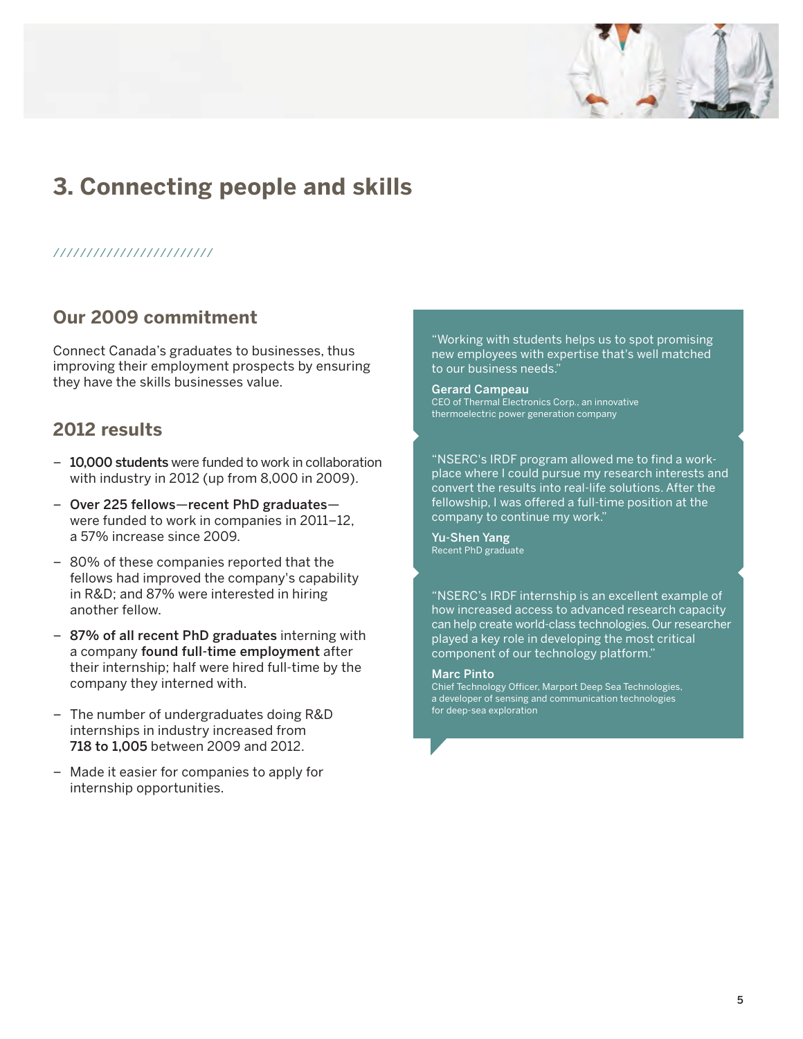# 3. Connecting people and skills

////////////////////////

## Our 2009 commitment

Connect Canada's graduates to businesses, thus improving their employment prospects by ensuring they have the skills businesses value.

## 2012 results

- **10,000 students** were funded to work in collaboration with industry in 2012 (up from 8,000 in 2009).
- **Over 225 fellows—recent PhD graduates—** were funded to work in companies in 2011–12, a 57% increase since 2009.
- 80% of these companies reported that the fellows had improved the company's capability in R&D; and 87% were interested in hiring another fellow.
- **87% of all recent PhD graduates** interning with a company **found full-time employment** after their internship; half were hired full-time by the company they interned with.
- The number of undergraduates doing R&D internships in industry increased from **718 to 1,005** between 2009 and 2012.
- Made it easier for companies to apply for internship opportunities.

"Working with students helps us to spot promising new employees with expertise that's well matched to our business needs."

**Gerard Campeau**
CEO of Thermal Electronics Corp., an innovative thermoelectric power generation company

"NSERC's IRDF program allowed me to find a workplace where I could pursue my research interests and convert the results into real-life solutions. After the fellowship, I was offered a full-time position at the company to continue my work."

**Yu-Shen Yang**
Recent PhD graduate

"NSERC's IRDF internship is an excellent example of how increased access to advanced research capacity can help create world-class technologies. Our researcher played a key role in developing the most critical component of our technology platform."

**Marc Pinto**
Chief Technology Officer, Marport Deep Sea Technologies, a developer of sensing and communication technologies for deep-sea exploration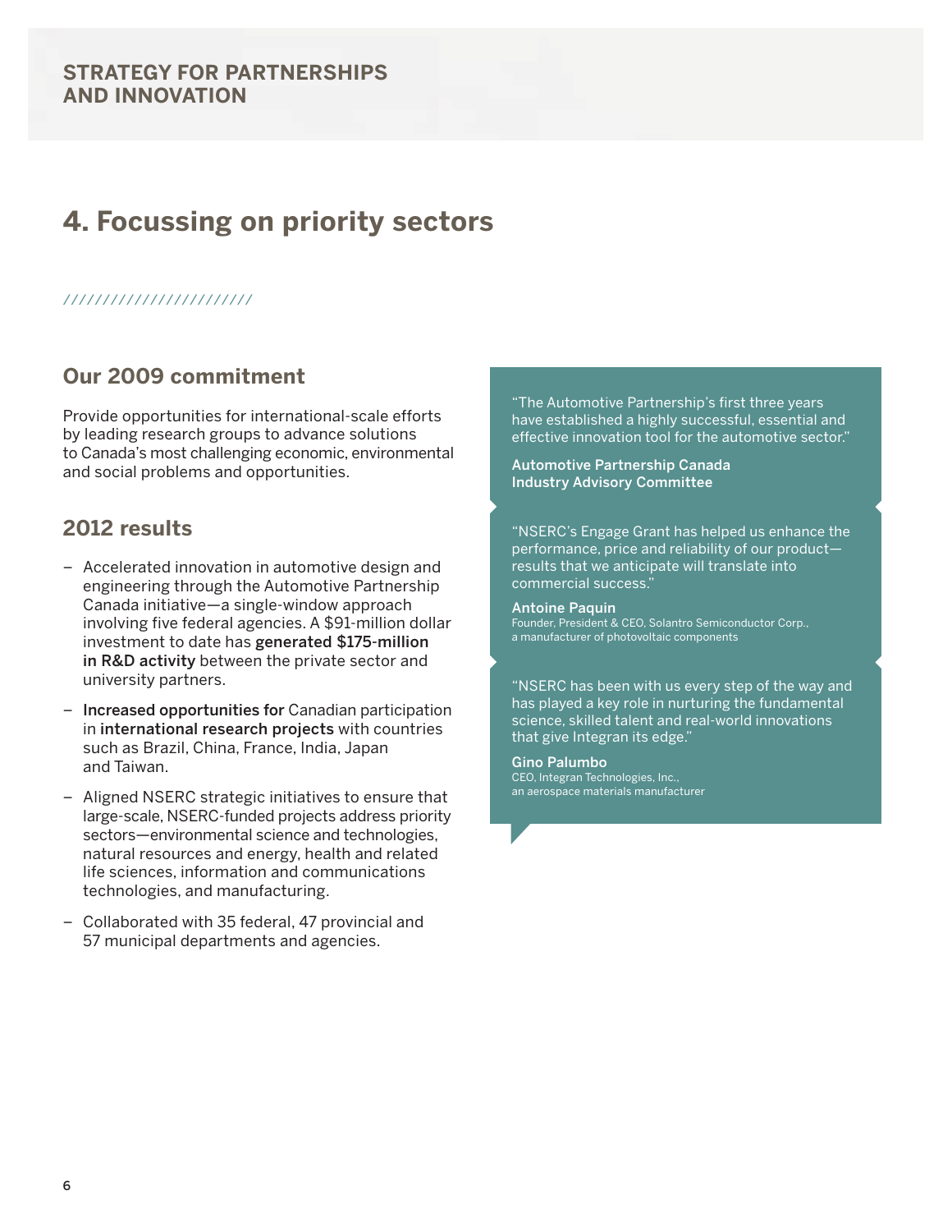STRATEGY FOR PARTNERSHIPS AND INNOVATION

# 4. Focussing on priority sectors

## Our 2009 commitment

Provide opportunities for international-scale efforts by leading research groups to advance solutions to Canada's most challenging economic, environmental and social problems and opportunities.

## 2012 results

- Accelerated innovation in automotive design and engineering through the Automotive Partnership Canada initiative—a single-window approach involving five federal agencies. A $91-million dollar investment to date has **generated $175-million in R&D activity** between the private sector and university partners.
- **Increased opportunities for** Canadian participation in **international research projects** with countries such as Brazil, China, France, India, Japan and Taiwan.
- Aligned NSERC strategic initiatives to ensure that large-scale, NSERC-funded projects address priority sectors—environmental science and technologies, natural resources and energy, health and related life sciences, information and communications technologies, and manufacturing.
- Collaborated with 35 federal, 47 provincial and 57 municipal departments and agencies.

"The Automotive Partnership's first three years have established a highly successful, essential and effective innovation tool for the automotive sector."

**Automotive Partnership Canada Industry Advisory Committee**

"NSERC's Engage Grant has helped us enhance the performance, price and reliability of our product—results that we anticipate will translate into commercial success."

**Antoine Paquin**
Founder, President & CEO, Solantro Semiconductor Corp., a manufacturer of photovoltaic components

"NSERC has been with us every step of the way and has played a key role in nurturing the fundamental science, skilled talent and real-world innovations that give Integran its edge."

**Gino Palumbo**
CEO, Integran Technologies, Inc., an aerospace materials manufacturer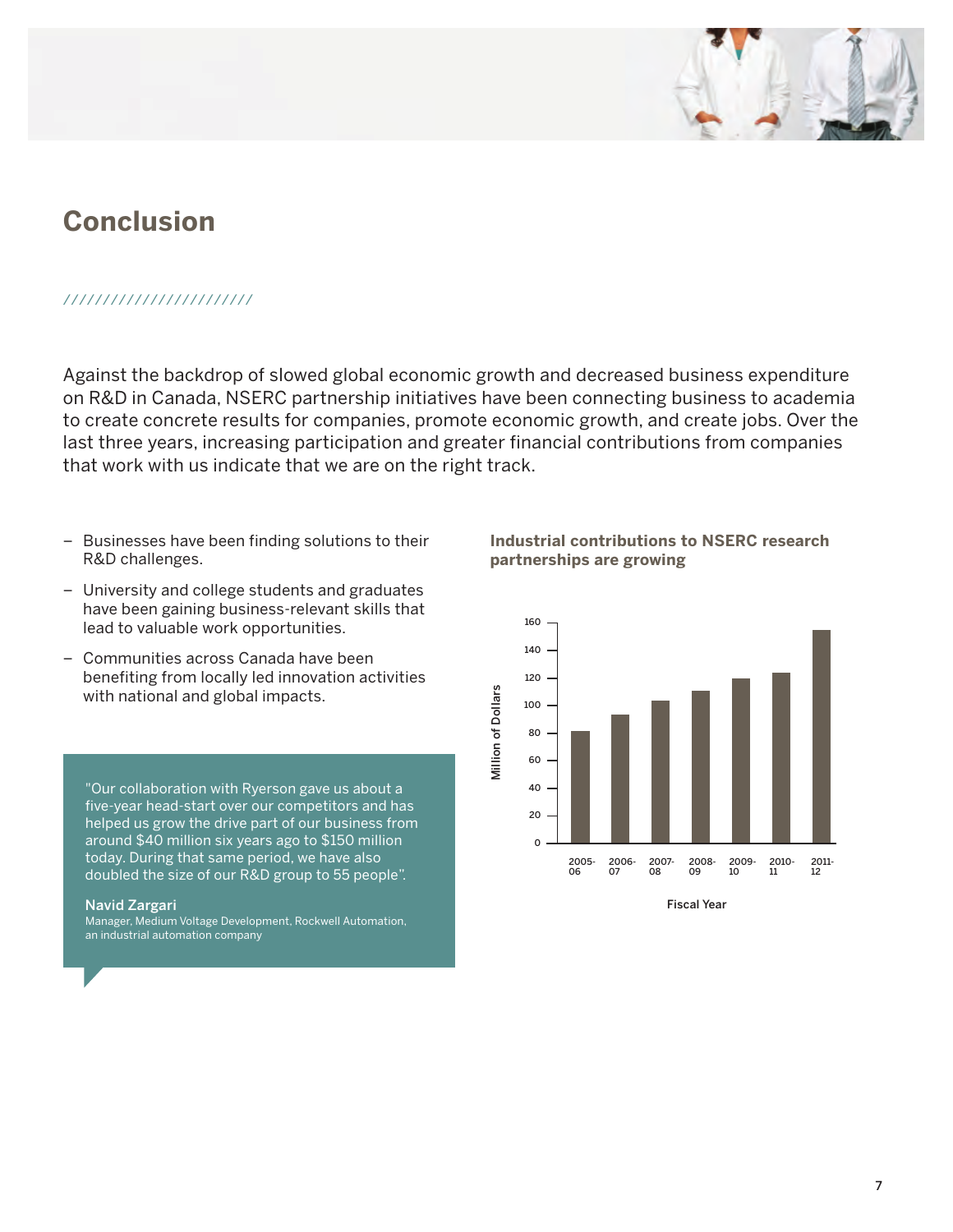## Conclusion

Against the backdrop of slowed global economic growth and decreased business expenditure on R&D in Canada, NSERC partnership initiatives have been connecting business to academia to create concrete results for companies, promote economic growth, and create jobs. Over the last three years, increasing participation and greater financial contributions from companies that work with us indicate that we are on the right track.

- Businesses have been finding solutions to their R&D challenges.
- University and college students and graduates have been gaining business-relevant skills that lead to valuable work opportunities.
- Communities across Canada have been benefiting from locally led innovation activities with national and global impacts.

> "Our collaboration with Ryerson gave us about a five-year head-start over our competitors and has helped us grow the drive part of our business from around $40 million six years ago to $150 million today. During that same period, we have also doubled the size of our R&D group to 55 people".
>
> **Navid Zargari**
> Manager, Medium Voltage Development, Rockwell Automation, an industrial automation company

**Industrial contributions to NSERC research partnerships are growing**

Million of Dollars (0–160) by Fiscal Year: 2005-06, 2006-07, 2007-08, 2008-09, 2009-10, 2010-11, 2011-12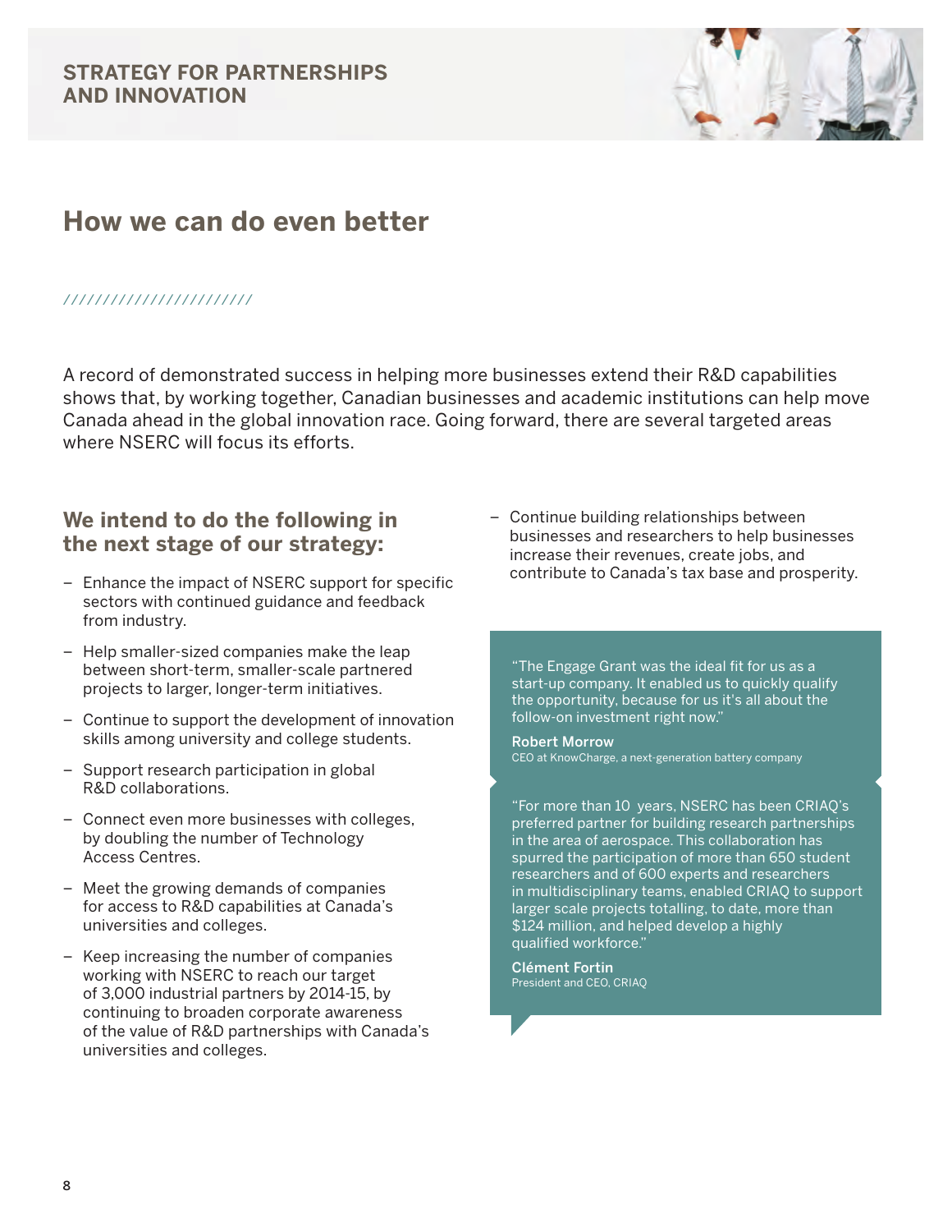STRATEGY FOR PARTNERSHIPS AND INNOVATION

# How we can do even better

A record of demonstrated success in helping more businesses extend their R&D capabilities shows that, by working together, Canadian businesses and academic institutions can help move Canada ahead in the global innovation race. Going forward, there are several targeted areas where NSERC will focus its efforts.

## We intend to do the following in the next stage of our strategy:

- Enhance the impact of NSERC support for specific sectors with continued guidance and feedback from industry.
- Help smaller-sized companies make the leap between short-term, smaller-scale partnered projects to larger, longer-term initiatives.
- Continue to support the development of innovation skills among university and college students.
- Support research participation in global R&D collaborations.
- Connect even more businesses with colleges, by doubling the number of Technology Access Centres.
- Meet the growing demands of companies for access to R&D capabilities at Canada's universities and colleges.
- Keep increasing the number of companies working with NSERC to reach our target of 3,000 industrial partners by 2014-15, by continuing to broaden corporate awareness of the value of R&D partnerships with Canada's universities and colleges.
- Continue building relationships between businesses and researchers to help businesses increase their revenues, create jobs, and contribute to Canada's tax base and prosperity.

"The Engage Grant was the ideal fit for us as a start-up company. It enabled us to quickly qualify the opportunity, because for us it's all about the follow-on investment right now."

**Robert Morrow**
CEO at KnowCharge, a next-generation battery company

"For more than 10 years, NSERC has been CRIAQ's preferred partner for building research partnerships in the area of aerospace. This collaboration has spurred the participation of more than 650 student researchers and of 600 experts and researchers in multidisciplinary teams, enabled CRIAQ to support larger scale projects totalling, to date, more than $124 million, and helped develop a highly qualified workforce."

**Clément Fortin**
President and CEO, CRIAQ